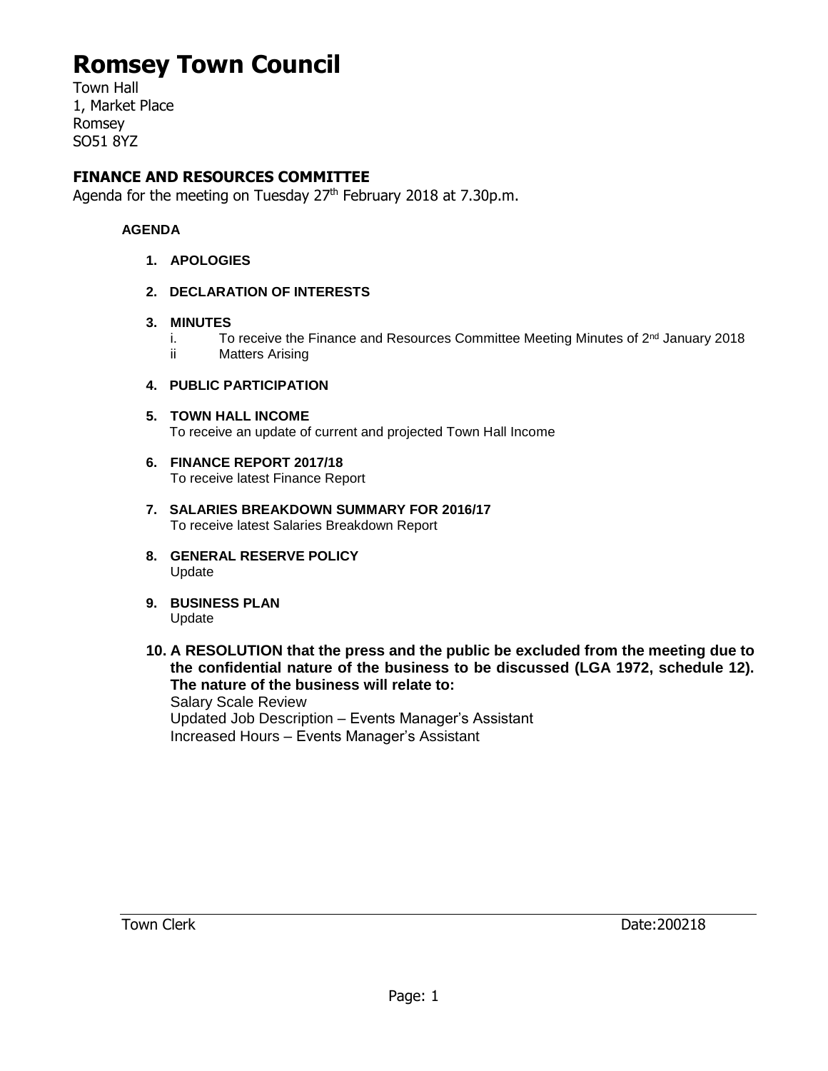# Romsey Town Council

Town Hall
1, Market Place
Romsey
SO51 8YZ

## FINANCE AND RESOURCES COMMITTEE

Agenda for the meeting on Tuesday 27th February 2018 at 7.30p.m.

**AGENDA**

1. **APOLOGIES**

2. **DECLARATION OF INTERESTS**

3. **MINUTES**
   i. To receive the Finance and Resources Committee Meeting Minutes of 2nd January 2018
   ii Matters Arising

4. **PUBLIC PARTICIPATION**

5. **TOWN HALL INCOME**
   To receive an update of current and projected Town Hall Income

6. **FINANCE REPORT 2017/18**
   To receive latest Finance Report

7. **SALARIES BREAKDOWN SUMMARY FOR 2016/17**
   To receive latest Salaries Breakdown Report

8. **GENERAL RESERVE POLICY**
   Update

9. **BUSINESS PLAN**
   Update

10. **A RESOLUTION that the press and the public be excluded from the meeting due to the confidential nature of the business to be discussed (LGA 1972, schedule 12). The nature of the business will relate to:**
    Salary Scale Review
    Updated Job Description – Events Manager's Assistant
    Increased Hours – Events Manager's Assistant

Town Clerk Date:200218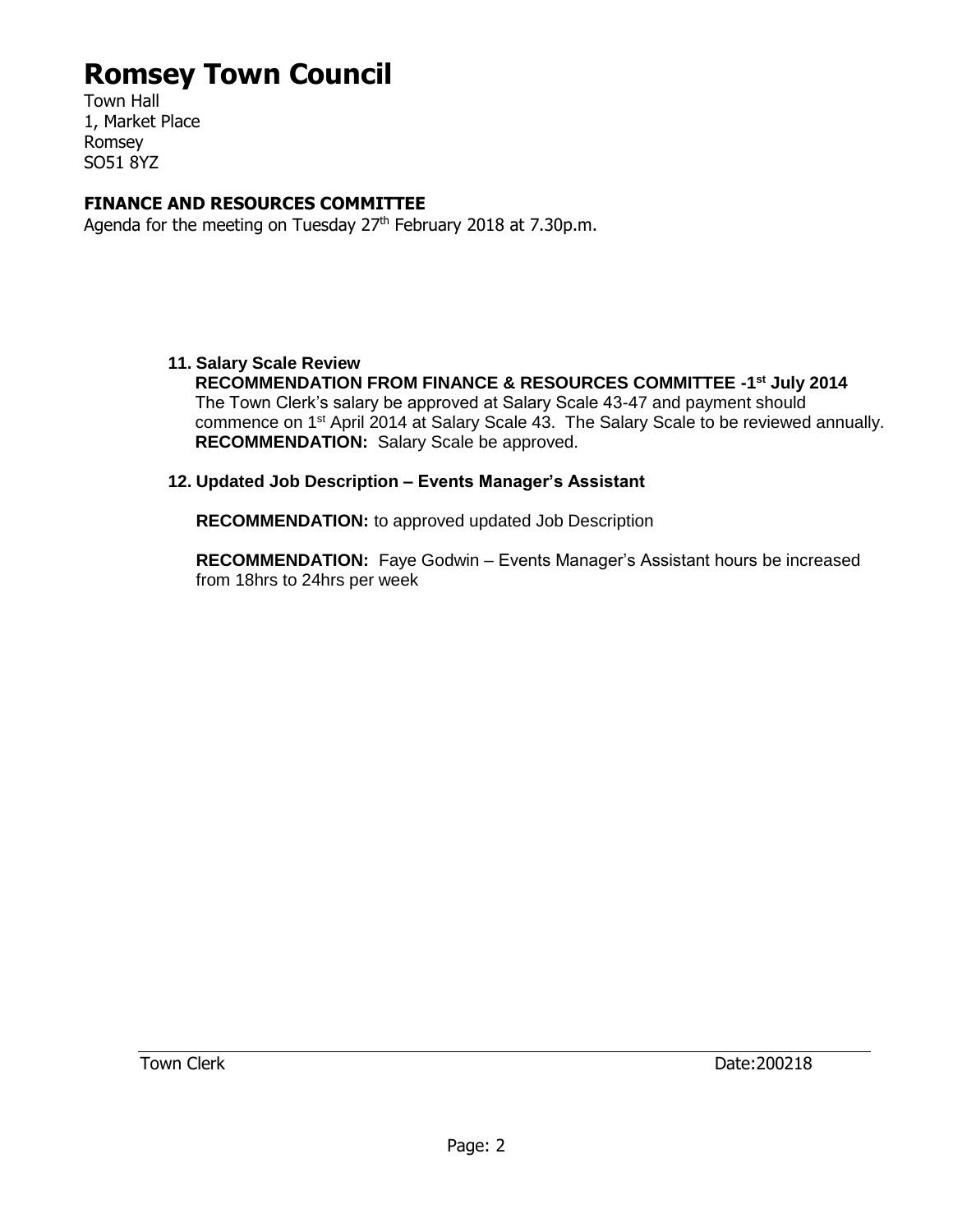# Romsey Town Council

Town Hall
1, Market Place
Romsey
SO51 8YZ

**FINANCE AND RESOURCES COMMITTEE**
Agenda for the meeting on Tuesday 27th February 2018 at 7.30p.m.

**11. Salary Scale Review**

**RECOMMENDATION FROM FINANCE & RESOURCES COMMITTEE -1st July 2014**
The Town Clerk's salary be approved at Salary Scale 43-47 and payment should commence on 1st April 2014 at Salary Scale 43. The Salary Scale to be reviewed annually.
**RECOMMENDATION:** Salary Scale be approved.

**12. Updated Job Description – Events Manager's Assistant**

**RECOMMENDATION:** to approved updated Job Description

**RECOMMENDATION:** Faye Godwin – Events Manager's Assistant hours be increased from 18hrs to 24hrs per week

Town Clerk Date:200218